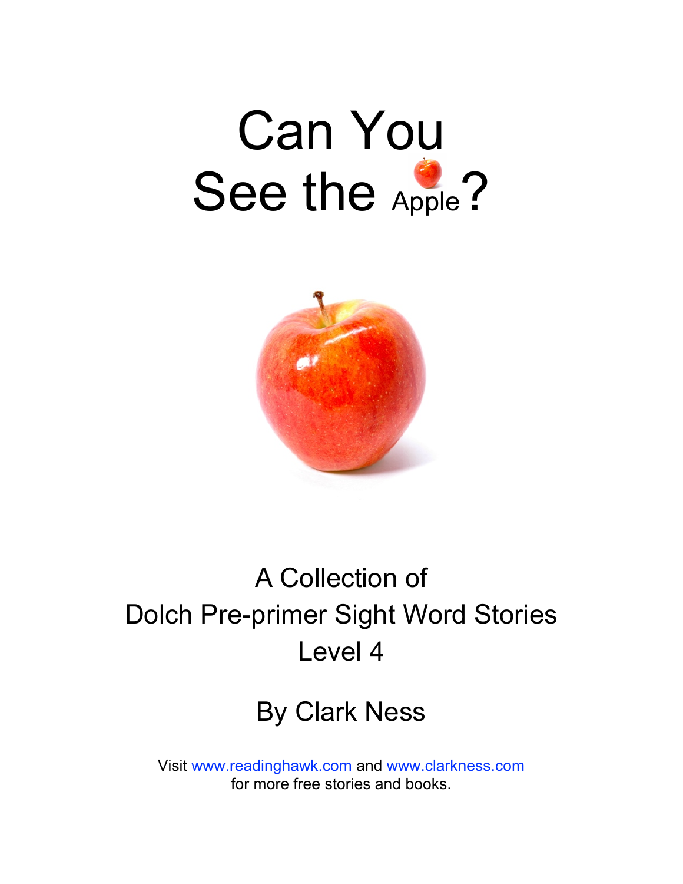# Can You See the Apple?

A Collection of
Dolch Pre-primer Sight Word Stories
Level 4

By Clark Ness

Visit www.readinghawk.com and www.clarkness.com
for more free stories and books.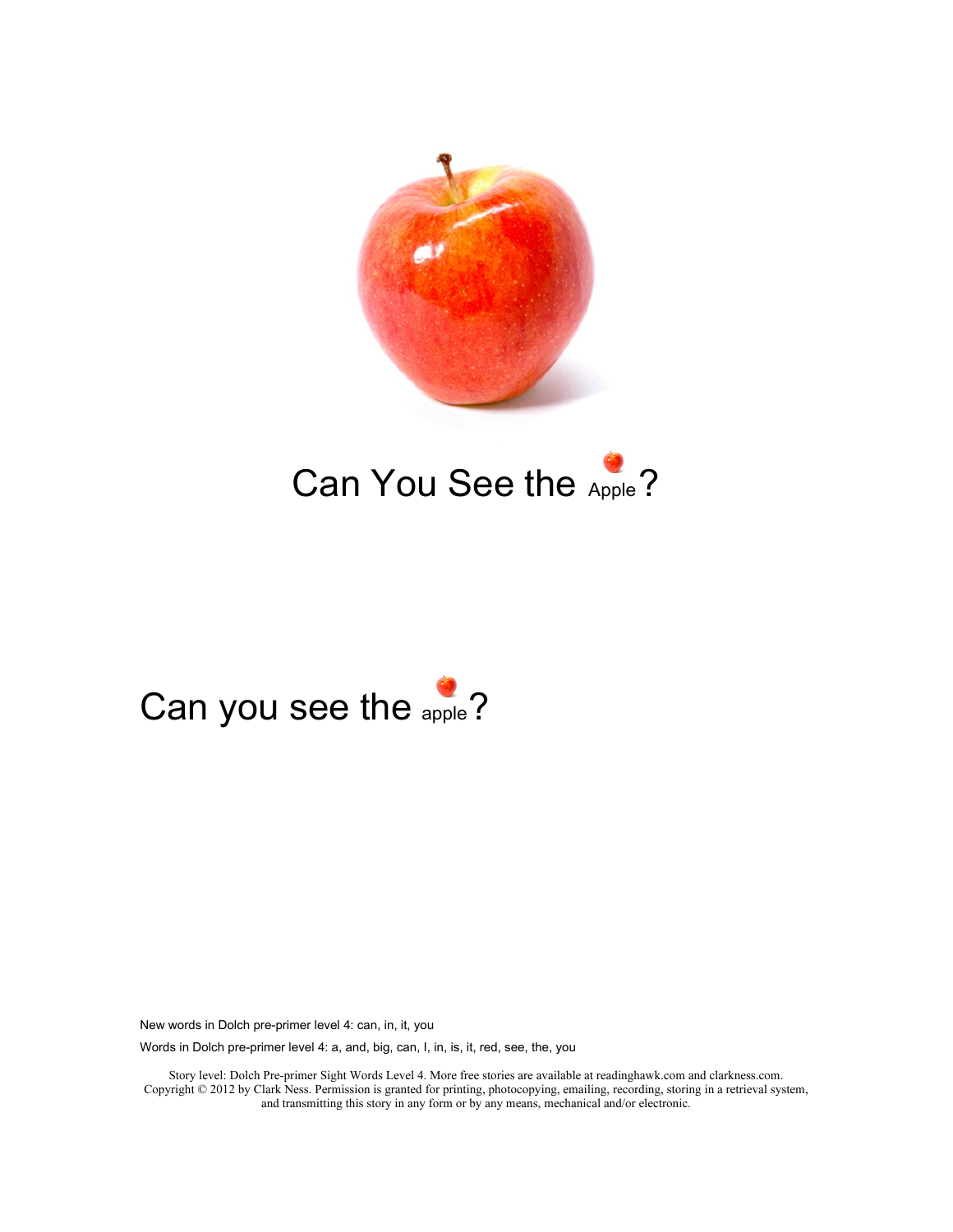# Can You See the Apple?

Can you see the apple?

New words in Dolch pre-primer level 4: can, in, it, you

Words in Dolch pre-primer level 4: a, and, big, can, I, in, is, it, red, see, the, you

Story level: Dolch Pre-primer Sight Words Level 4. More free stories are available at readinghawk.com and clarkness.com. Copyright © 2012 by Clark Ness. Permission is granted for printing, photocopying, emailing, recording, storing in a retrieval system, and transmitting this story in any form or by any means, mechanical and/or electronic.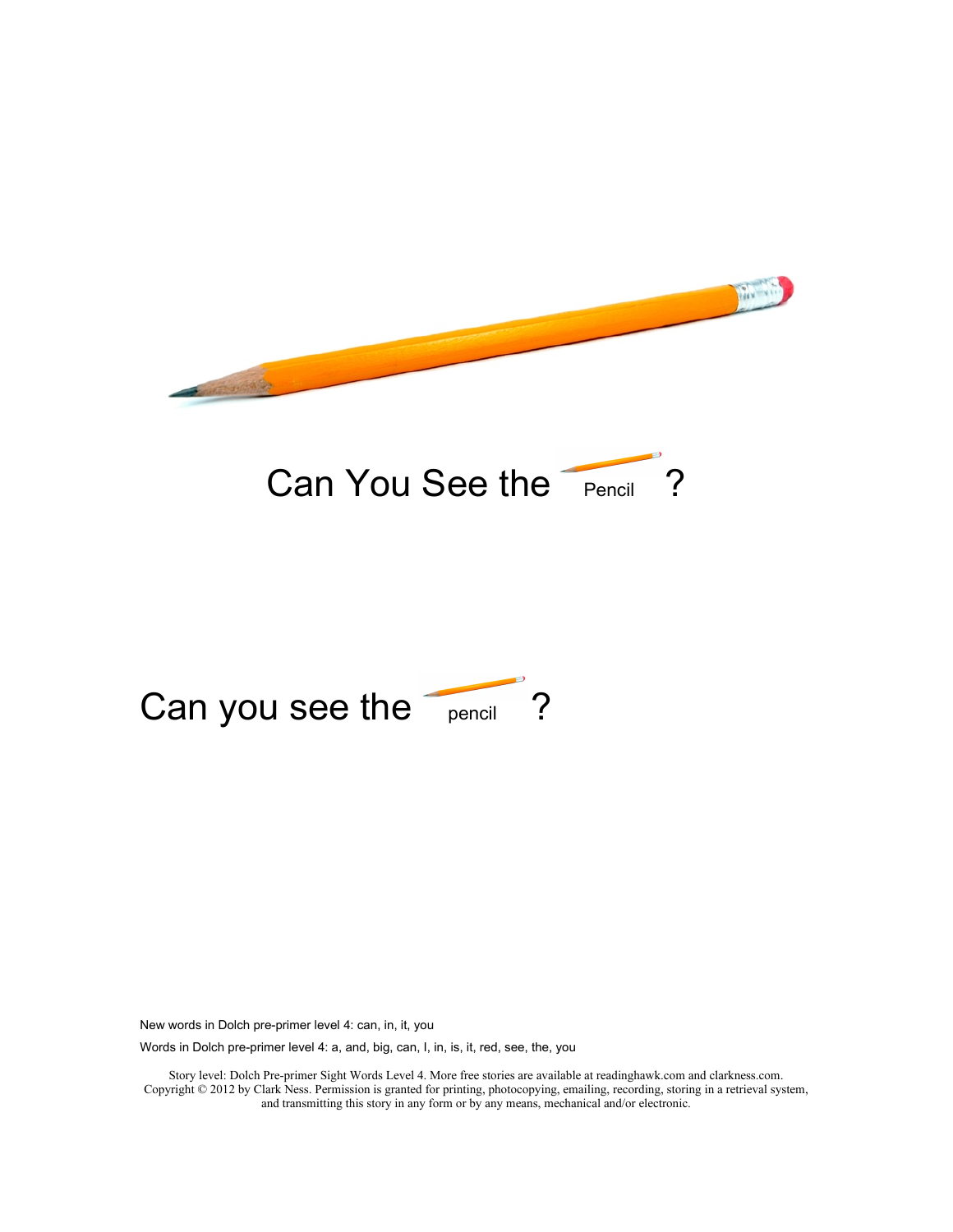# Can You See the Pencil?

Can you see the pencil?

New words in Dolch pre-primer level 4: can, in, it, you

Words in Dolch pre-primer level 4: a, and, big, can, I, in, is, it, red, see, the, you

Story level: Dolch Pre-primer Sight Words Level 4. More free stories are available at readinghawk.com and clarkness.com. Copyright © 2012 by Clark Ness. Permission is granted for printing, photocopying, emailing, recording, storing in a retrieval system, and transmitting this story in any form or by any means, mechanical and/or electronic.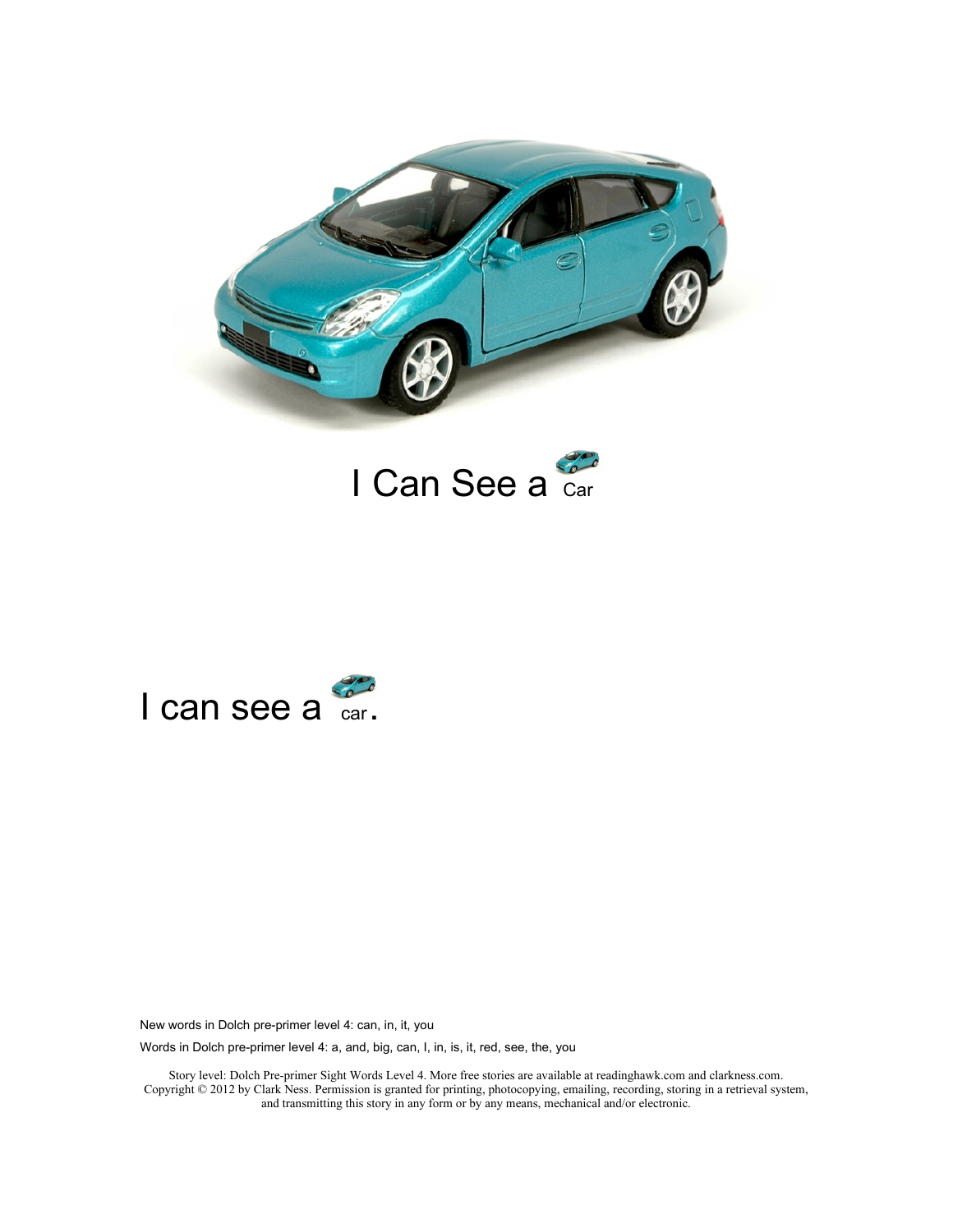# I Can See a Car

I can see a car.

New words in Dolch pre-primer level 4: can, in, it, you

Words in Dolch pre-primer level 4: a, and, big, can, I, in, is, it, red, see, the, you

Story level: Dolch Pre-primer Sight Words Level 4. More free stories are available at readinghawk.com and clarkness.com. Copyright © 2012 by Clark Ness. Permission is granted for printing, photocopying, emailing, recording, storing in a retrieval system, and transmitting this story in any form or by any means, mechanical and/or electronic.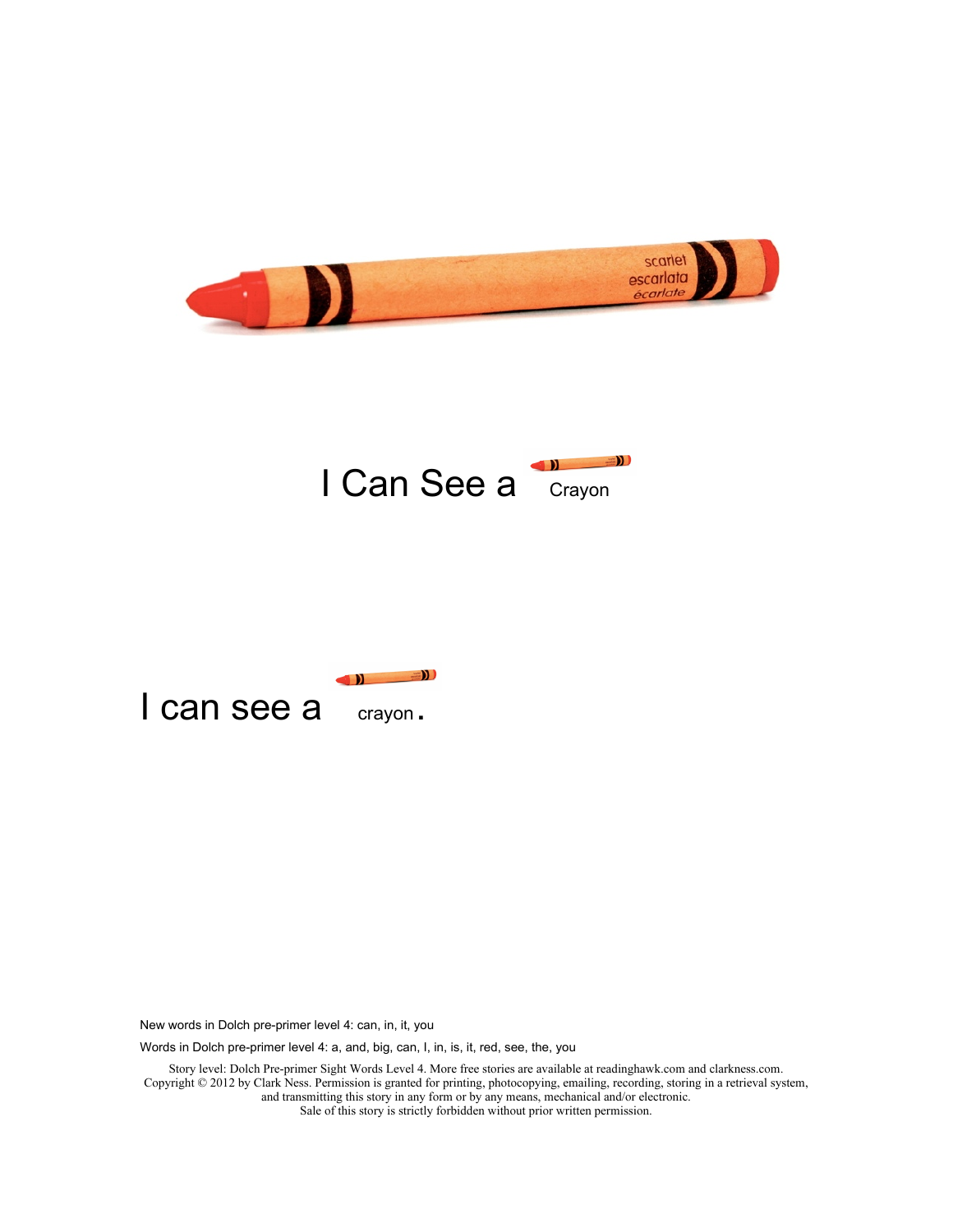# I Can See a Crayon

I can see a crayon.

New words in Dolch pre-primer level 4: can, in, it, you

Words in Dolch pre-primer level 4: a, and, big, can, I, in, is, it, red, see, the, you

Story level: Dolch Pre-primer Sight Words Level 4. More free stories are available at readinghawk.com and clarkness.com. Copyright © 2012 by Clark Ness. Permission is granted for printing, photocopying, emailing, recording, storing in a retrieval system, and transmitting this story in any form or by any means, mechanical and/or electronic. Sale of this story is strictly forbidden without prior written permission.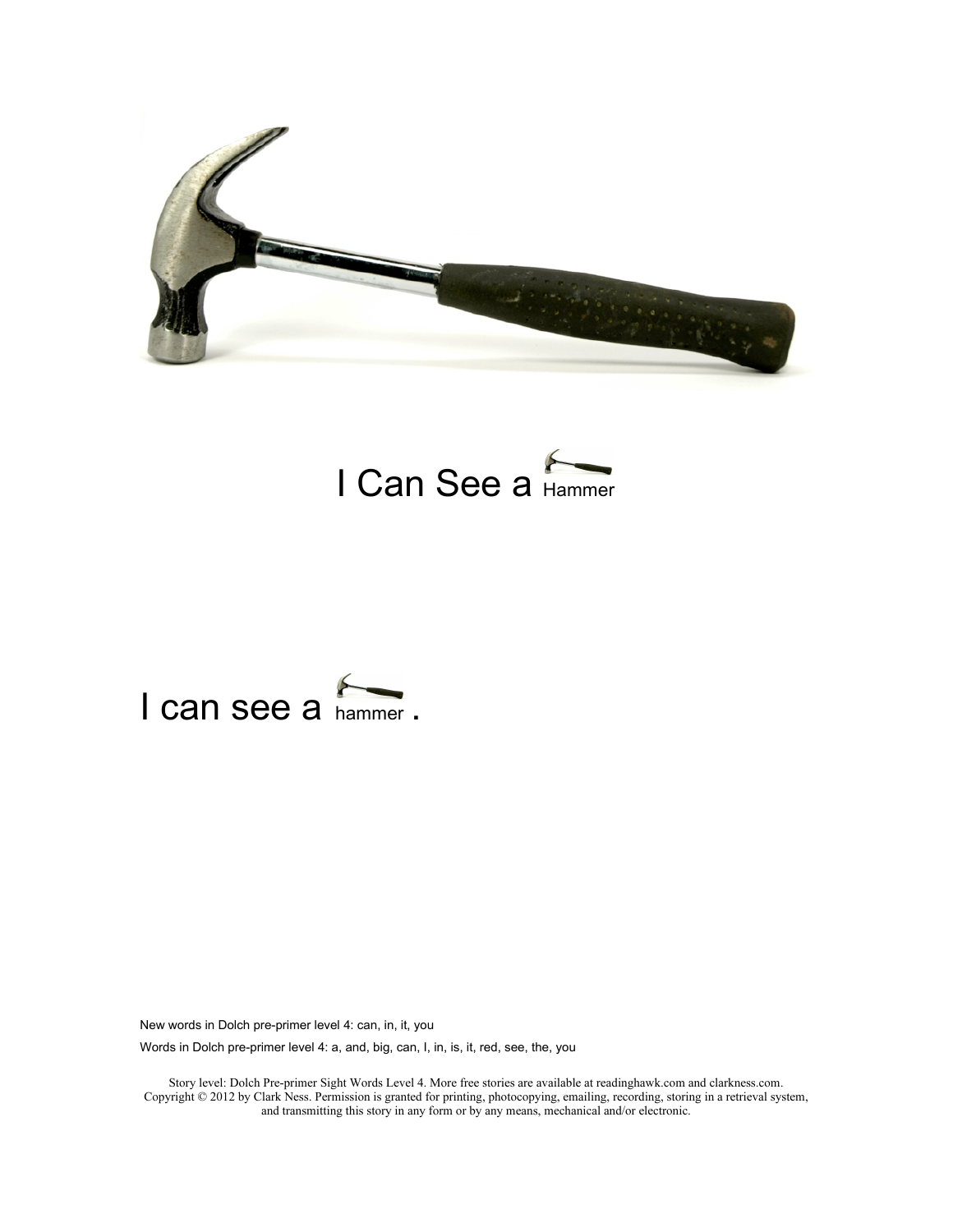# I Can See a Hammer

I can see a hammer .

New words in Dolch pre-primer level 4: can, in, it, you

Words in Dolch pre-primer level 4: a, and, big, can, I, in, is, it, red, see, the, you

Story level: Dolch Pre-primer Sight Words Level 4. More free stories are available at readinghawk.com and clarkness.com. Copyright © 2012 by Clark Ness. Permission is granted for printing, photocopying, emailing, recording, storing in a retrieval system, and transmitting this story in any form or by any means, mechanical and/or electronic.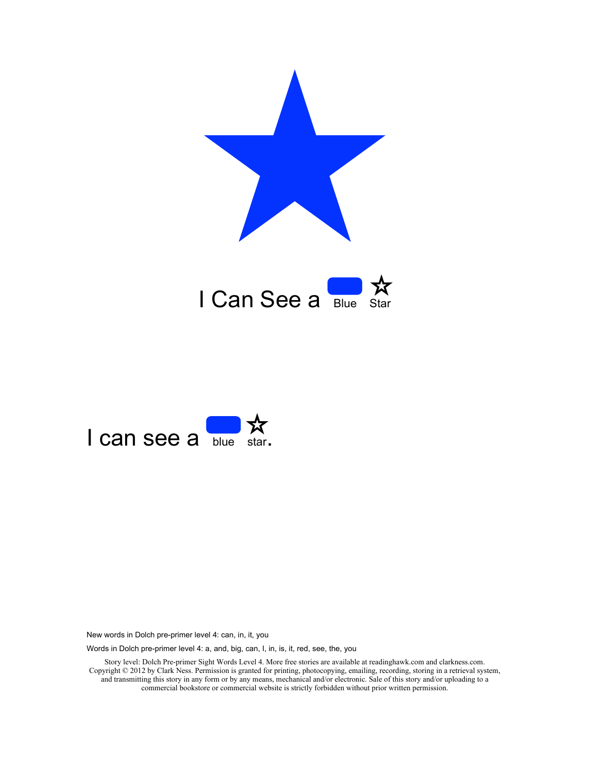I Can See a Blue Star

I can see a blue star.

New words in Dolch pre-primer level 4: can, in, it, you

Words in Dolch pre-primer level 4: a, and, big, can, I, in, is, it, red, see, the, you

Story level: Dolch Pre-primer Sight Words Level 4. More free stories are available at readinghawk.com and clarkness.com. Copyright © 2012 by Clark Ness. Permission is granted for printing, photocopying, emailing, recording, storing in a retrieval system, and transmitting this story in any form or by any means, mechanical and/or electronic. Sale of this story and/or uploading to a commercial bookstore or commercial website is strictly forbidden without prior written permission.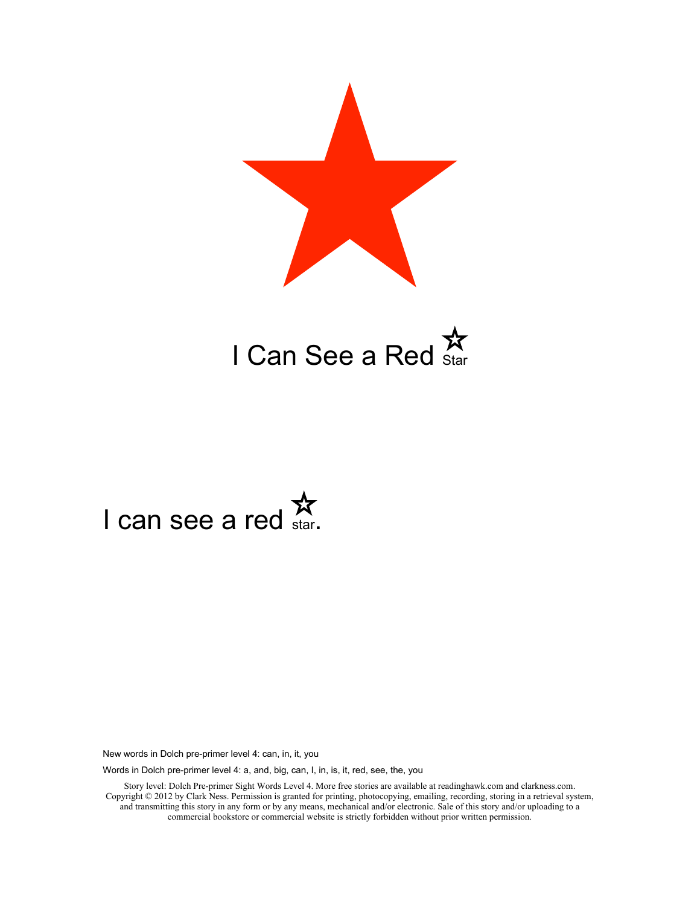# I Can See a Red Star

I can see a red star.

New words in Dolch pre-primer level 4: can, in, it, you

Words in Dolch pre-primer level 4: a, and, big, can, I, in, is, it, red, see, the, you

Story level: Dolch Pre-primer Sight Words Level 4. More free stories are available at readinghawk.com and clarkness.com. Copyright © 2012 by Clark Ness. Permission is granted for printing, photocopying, emailing, recording, storing in a retrieval system, and transmitting this story in any form or by any means, mechanical and/or electronic. Sale of this story and/or uploading to a commercial bookstore or commercial website is strictly forbidden without prior written permission.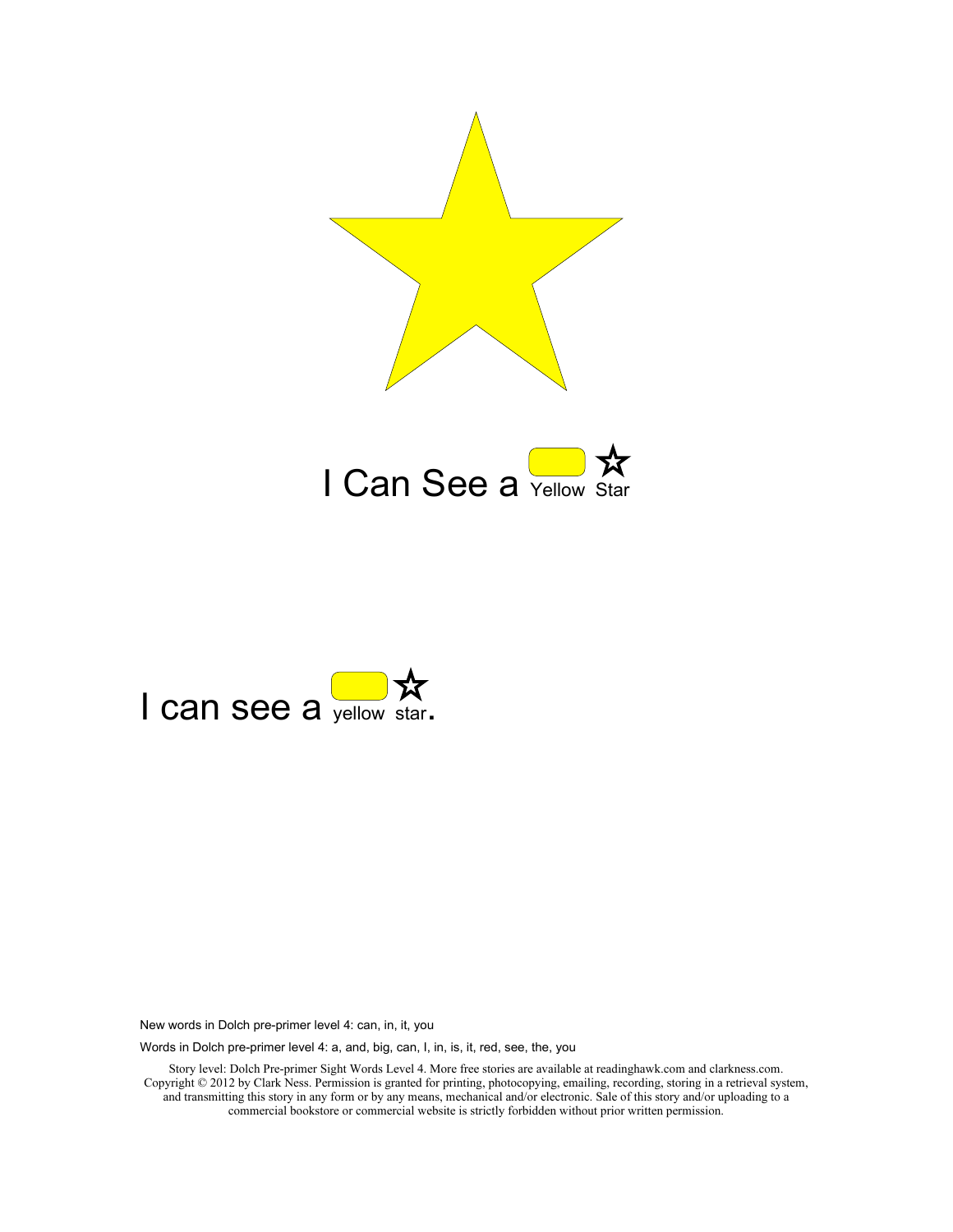# I Can See a Yellow Star

I can see a yellow star.

New words in Dolch pre-primer level 4: can, in, it, you

Words in Dolch pre-primer level 4: a, and, big, can, I, in, is, it, red, see, the, you

Story level: Dolch Pre-primer Sight Words Level 4. More free stories are available at readinghawk.com and clarkness.com. Copyright © 2012 by Clark Ness. Permission is granted for printing, photocopying, emailing, recording, storing in a retrieval system, and transmitting this story in any form or by any means, mechanical and/or electronic. Sale of this story and/or uploading to a commercial bookstore or commercial website is strictly forbidden without prior written permission.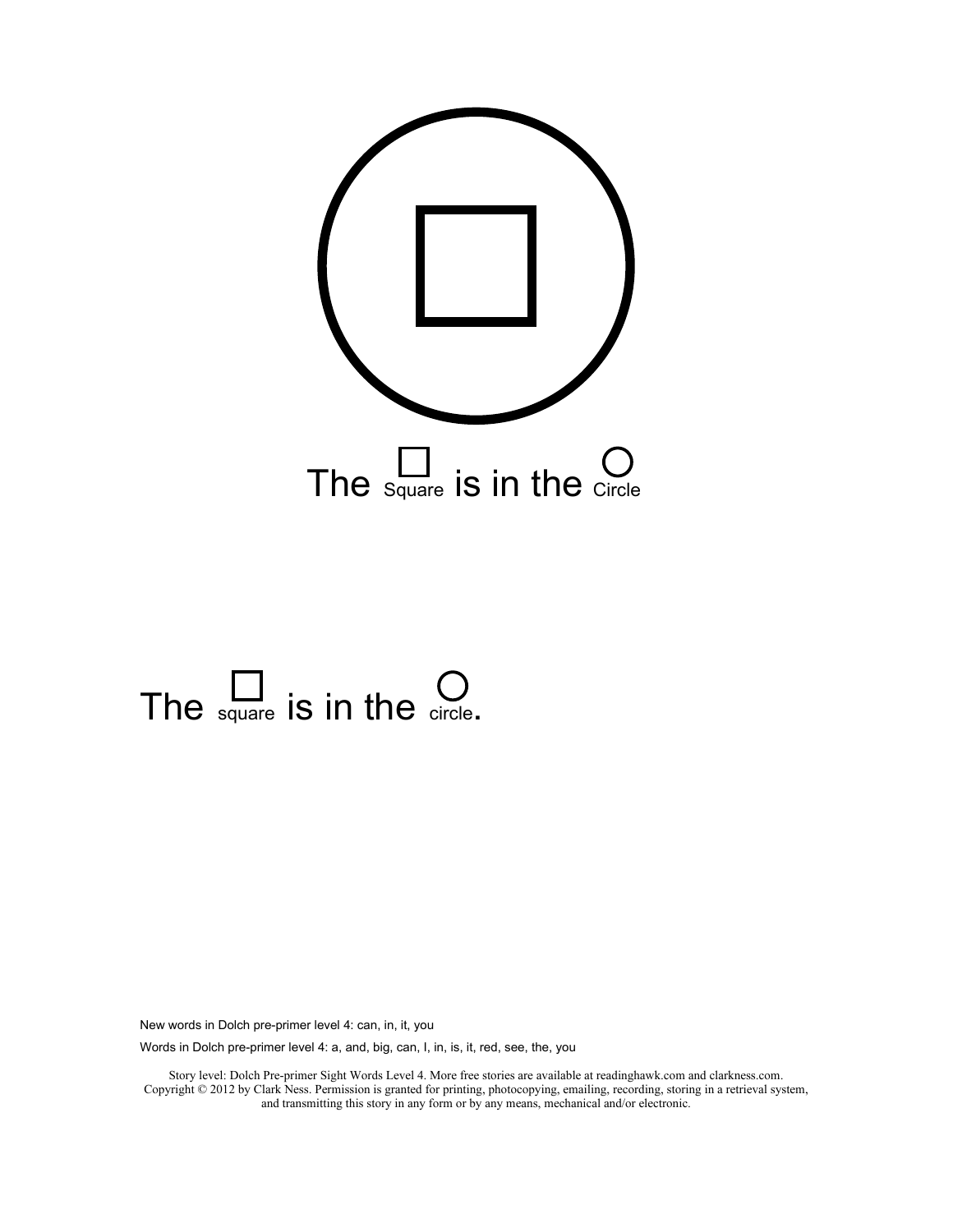The Square is in the Circle

The square is in the circle.

New words in Dolch pre-primer level 4: can, in, it, you

Words in Dolch pre-primer level 4: a, and, big, can, I, in, is, it, red, see, the, you

Story level: Dolch Pre-primer Sight Words Level 4. More free stories are available at readinghawk.com and clarkness.com. Copyright © 2012 by Clark Ness. Permission is granted for printing, photocopying, emailing, recording, storing in a retrieval system, and transmitting this story in any form or by any means, mechanical and/or electronic.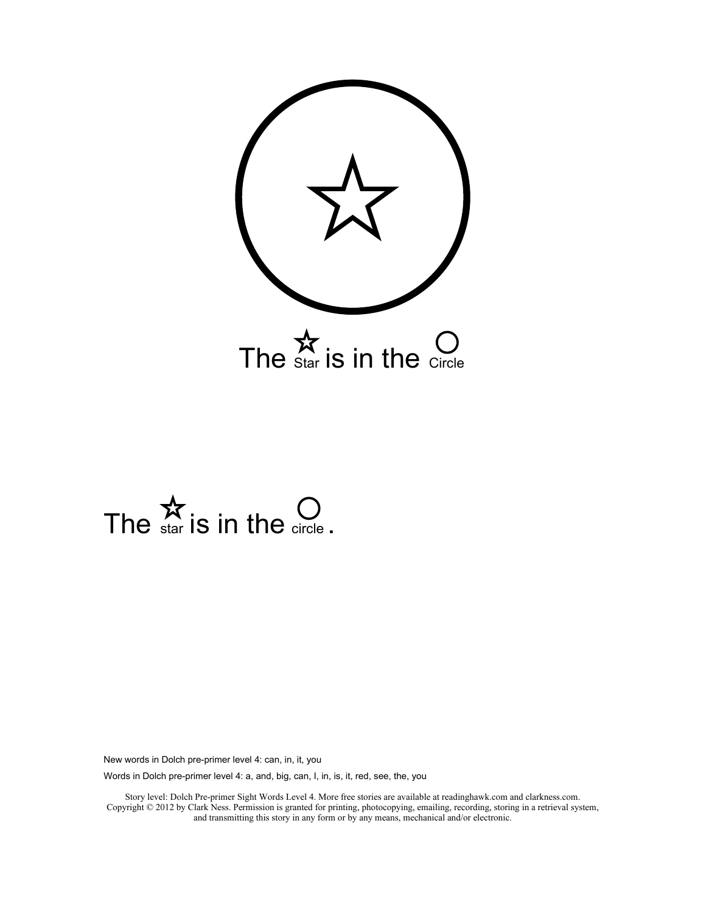The ☆ Star is in the ○ Circle

The ☆ star is in the ○ circle .

New words in Dolch pre-primer level 4: can, in, it, you

Words in Dolch pre-primer level 4: a, and, big, can, I, in, is, it, red, see, the, you

Story level: Dolch Pre-primer Sight Words Level 4. More free stories are available at readinghawk.com and clarkness.com. Copyright © 2012 by Clark Ness. Permission is granted for printing, photocopying, emailing, recording, storing in a retrieval system, and transmitting this story in any form or by any means, mechanical and/or electronic.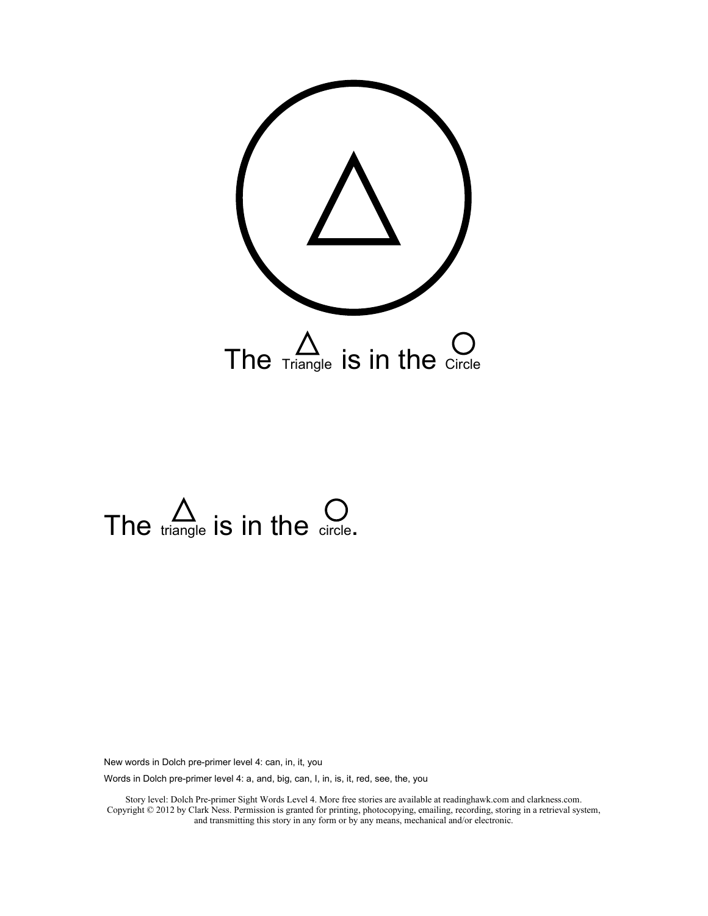The △ Triangle is in the ○ Circle

The △ triangle is in the ○ circle.

New words in Dolch pre-primer level 4: can, in, it, you

Words in Dolch pre-primer level 4: a, and, big, can, I, in, is, it, red, see, the, you

Story level: Dolch Pre-primer Sight Words Level 4. More free stories are available at readinghawk.com and clarkness.com.
Copyright © 2012 by Clark Ness. Permission is granted for printing, photocopying, emailing, recording, storing in a retrieval system, and transmitting this story in any form or by any means, mechanical and/or electronic.